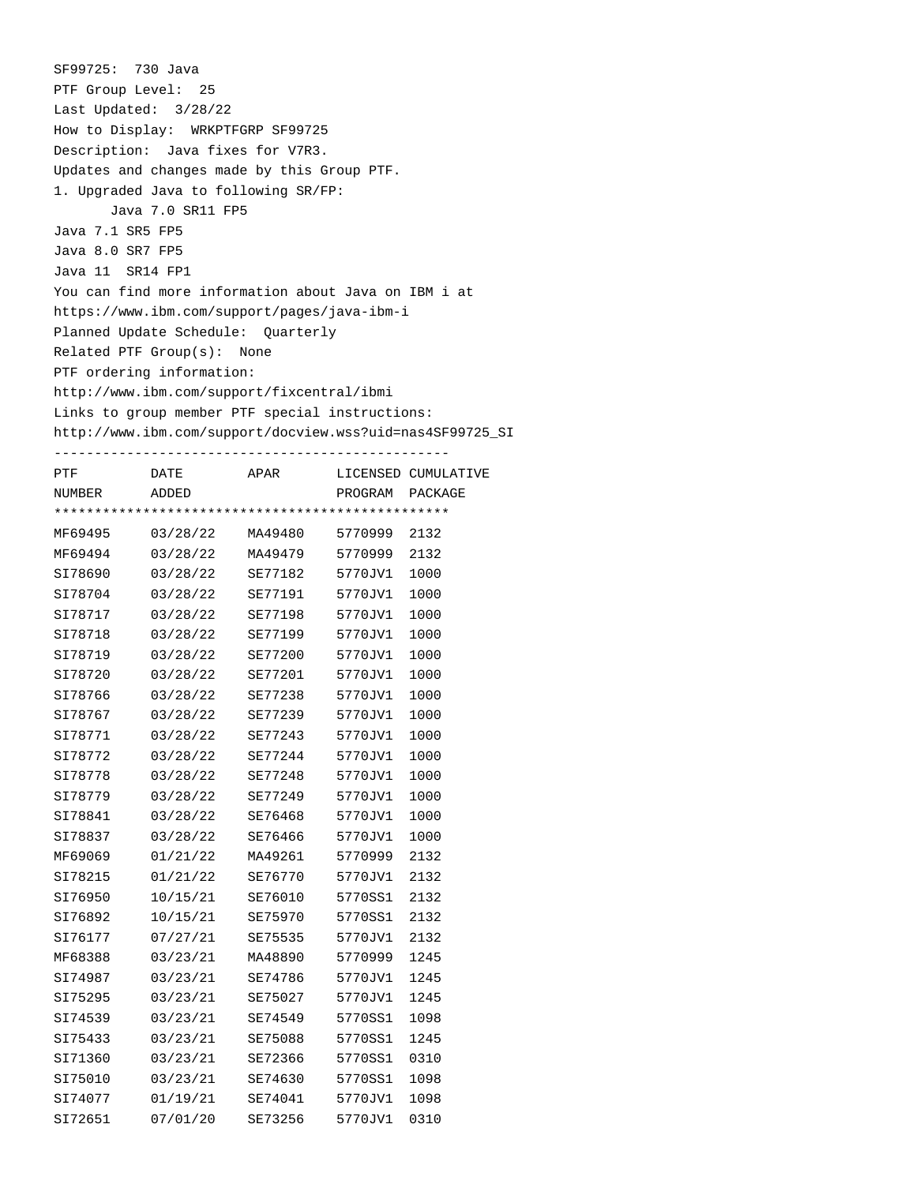SF99725: 730 Java

PTF Group Level: 25

Last Updated: 3/28/22

How to Display: WRKPTFGRP SF99725

Description: Java fixes for V7R3.

Updates and changes made by this Group PTF.

1. Upgraded Java to following SR/FP:

   Java 7.0 SR11 FP5

   Java 7.1 SR5 FP5

   Java 8.0 SR7 FP5

   Java 11 SR14 FP1

You can find more information about Java on IBM i at https://www.ibm.com/support/pages/java-ibm-i

Planned Update Schedule: Quarterly

Related PTF Group(s): None

PTF ordering information:
http://www.ibm.com/support/fixcentral/ibmi

Links to group member PTF special instructions:
http://www.ibm.com/support/docview.wss?uid=nas4SF99725_SI

-------------------------------------------------

| PTF NUMBER | DATE ADDED | APAR | LICENSED PROGRAM | CUMULATIVE PACKAGE |
|---|---|---|---|---|
| MF69495 | 03/28/22 | MA49480 | 5770999 | 2132 |
| MF69494 | 03/28/22 | MA49479 | 5770999 | 2132 |
| SI78690 | 03/28/22 | SE77182 | 5770JV1 | 1000 |
| SI78704 | 03/28/22 | SE77191 | 5770JV1 | 1000 |
| SI78717 | 03/28/22 | SE77198 | 5770JV1 | 1000 |
| SI78718 | 03/28/22 | SE77199 | 5770JV1 | 1000 |
| SI78719 | 03/28/22 | SE77200 | 5770JV1 | 1000 |
| SI78720 | 03/28/22 | SE77201 | 5770JV1 | 1000 |
| SI78766 | 03/28/22 | SE77238 | 5770JV1 | 1000 |
| SI78767 | 03/28/22 | SE77239 | 5770JV1 | 1000 |
| SI78771 | 03/28/22 | SE77243 | 5770JV1 | 1000 |
| SI78772 | 03/28/22 | SE77244 | 5770JV1 | 1000 |
| SI78778 | 03/28/22 | SE77248 | 5770JV1 | 1000 |
| SI78779 | 03/28/22 | SE77249 | 5770JV1 | 1000 |
| SI78841 | 03/28/22 | SE76468 | 5770JV1 | 1000 |
| SI78837 | 03/28/22 | SE76466 | 5770JV1 | 1000 |
| MF69069 | 01/21/22 | MA49261 | 5770999 | 2132 |
| SI78215 | 01/21/22 | SE76770 | 5770JV1 | 2132 |
| SI76950 | 10/15/21 | SE76010 | 5770SS1 | 2132 |
| SI76892 | 10/15/21 | SE75970 | 5770SS1 | 2132 |
| SI76177 | 07/27/21 | SE75535 | 5770JV1 | 2132 |
| MF68388 | 03/23/21 | MA48890 | 5770999 | 1245 |
| SI74987 | 03/23/21 | SE74786 | 5770JV1 | 1245 |
| SI75295 | 03/23/21 | SE75027 | 5770JV1 | 1245 |
| SI74539 | 03/23/21 | SE74549 | 5770SS1 | 1098 |
| SI75433 | 03/23/21 | SE75088 | 5770SS1 | 1245 |
| SI71360 | 03/23/21 | SE72366 | 5770SS1 | 0310 |
| SI75010 | 03/23/21 | SE74630 | 5770SS1 | 1098 |
| SI74077 | 01/19/21 | SE74041 | 5770JV1 | 1098 |
| SI72651 | 07/01/20 | SE73256 | 5770JV1 | 0310 |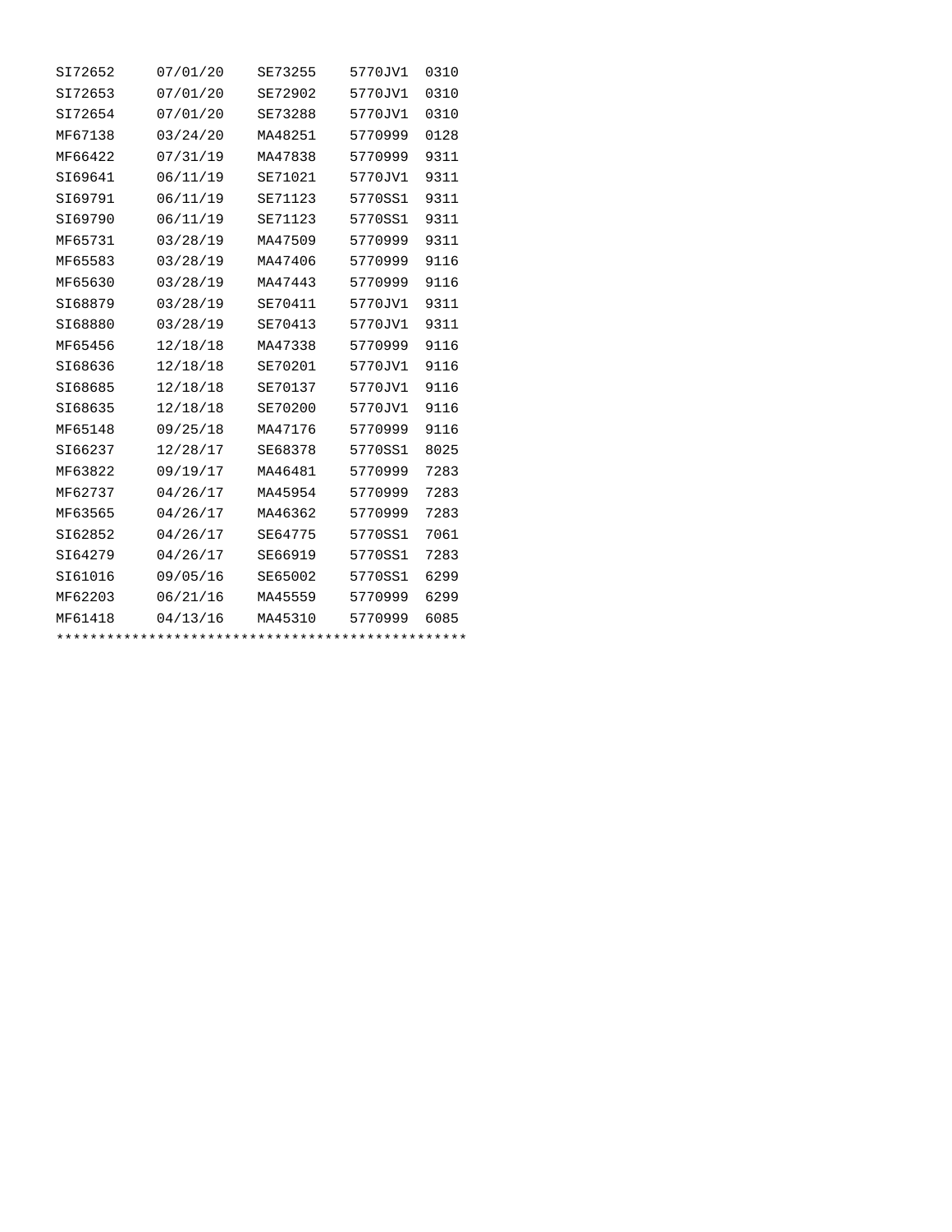| | | | | |
|---|---|---|---|---|
| SI72652 | 07/01/20 | SE73255 | 5770JV1 | 0310 |
| SI72653 | 07/01/20 | SE72902 | 5770JV1 | 0310 |
| SI72654 | 07/01/20 | SE73288 | 5770JV1 | 0310 |
| MF67138 | 03/24/20 | MA48251 | 5770999 | 0128 |
| MF66422 | 07/31/19 | MA47838 | 5770999 | 9311 |
| SI69641 | 06/11/19 | SE71021 | 5770JV1 | 9311 |
| SI69791 | 06/11/19 | SE71123 | 5770SS1 | 9311 |
| SI69790 | 06/11/19 | SE71123 | 5770SS1 | 9311 |
| MF65731 | 03/28/19 | MA47509 | 5770999 | 9311 |
| MF65583 | 03/28/19 | MA47406 | 5770999 | 9116 |
| MF65630 | 03/28/19 | MA47443 | 5770999 | 9116 |
| SI68879 | 03/28/19 | SE70411 | 5770JV1 | 9311 |
| SI68880 | 03/28/19 | SE70413 | 5770JV1 | 9311 |
| MF65456 | 12/18/18 | MA47338 | 5770999 | 9116 |
| SI68636 | 12/18/18 | SE70201 | 5770JV1 | 9116 |
| SI68685 | 12/18/18 | SE70137 | 5770JV1 | 9116 |
| SI68635 | 12/18/18 | SE70200 | 5770JV1 | 9116 |
| MF65148 | 09/25/18 | MA47176 | 5770999 | 9116 |
| SI66237 | 12/28/17 | SE68378 | 5770SS1 | 8025 |
| MF63822 | 09/19/17 | MA46481 | 5770999 | 7283 |
| MF62737 | 04/26/17 | MA45954 | 5770999 | 7283 |
| MF63565 | 04/26/17 | MA46362 | 5770999 | 7283 |
| SI62852 | 04/26/17 | SE64775 | 5770SS1 | 7061 |
| SI64279 | 04/26/17 | SE66919 | 5770SS1 | 7283 |
| SI61016 | 09/05/16 | SE65002 | 5770SS1 | 6299 |
| MF62203 | 06/21/16 | MA45559 | 5770999 | 6299 |
| MF61418 | 04/13/16 | MA45310 | 5770999 | 6085 |

*************************************************